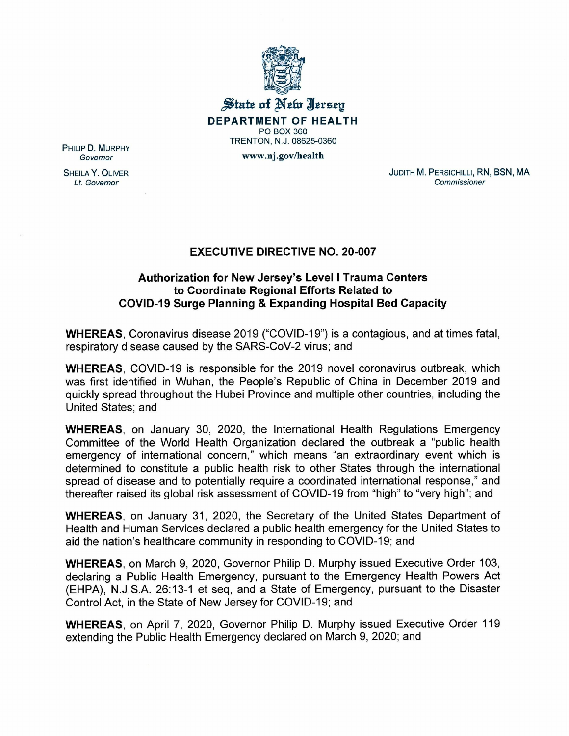State of New Jersey

DEPARTMENT OF HEALTH

PO BOX 360

TRENTON, N.J. 08625-0360

www.nj.gov/health

PHILIP D. MURPHY
*Governor*

SHEILA Y. OLIVER
*Lt. Governor*

JUDITH M. PERSICHILLI, RN, BSN, MA
*Commissioner*

## EXECUTIVE DIRECTIVE NO. 20-007

### Authorization for New Jersey's Level I Trauma Centers to Coordinate Regional Efforts Related to COVID-19 Surge Planning & Expanding Hospital Bed Capacity

**WHEREAS**, Coronavirus disease 2019 ("COVID-19") is a contagious, and at times fatal, respiratory disease caused by the SARS-CoV-2 virus; and

**WHEREAS**, COVID-19 is responsible for the 2019 novel coronavirus outbreak, which was first identified in Wuhan, the People's Republic of China in December 2019 and quickly spread throughout the Hubei Province and multiple other countries, including the United States; and

**WHEREAS**, on January 30, 2020, the International Health Regulations Emergency Committee of the World Health Organization declared the outbreak a "public health emergency of international concern," which means "an extraordinary event which is determined to constitute a public health risk to other States through the international spread of disease and to potentially require a coordinated international response," and thereafter raised its global risk assessment of COVID-19 from "high" to "very high"; and

**WHEREAS**, on January 31, 2020, the Secretary of the United States Department of Health and Human Services declared a public health emergency for the United States to aid the nation's healthcare community in responding to COVID-19; and

**WHEREAS**, on March 9, 2020, Governor Philip D. Murphy issued Executive Order 103, declaring a Public Health Emergency, pursuant to the Emergency Health Powers Act (EHPA), N.J.S.A. 26:13-1 et seq, and a State of Emergency, pursuant to the Disaster Control Act, in the State of New Jersey for COVID-19; and

**WHEREAS**, on April 7, 2020, Governor Philip D. Murphy issued Executive Order 119 extending the Public Health Emergency declared on March 9, 2020; and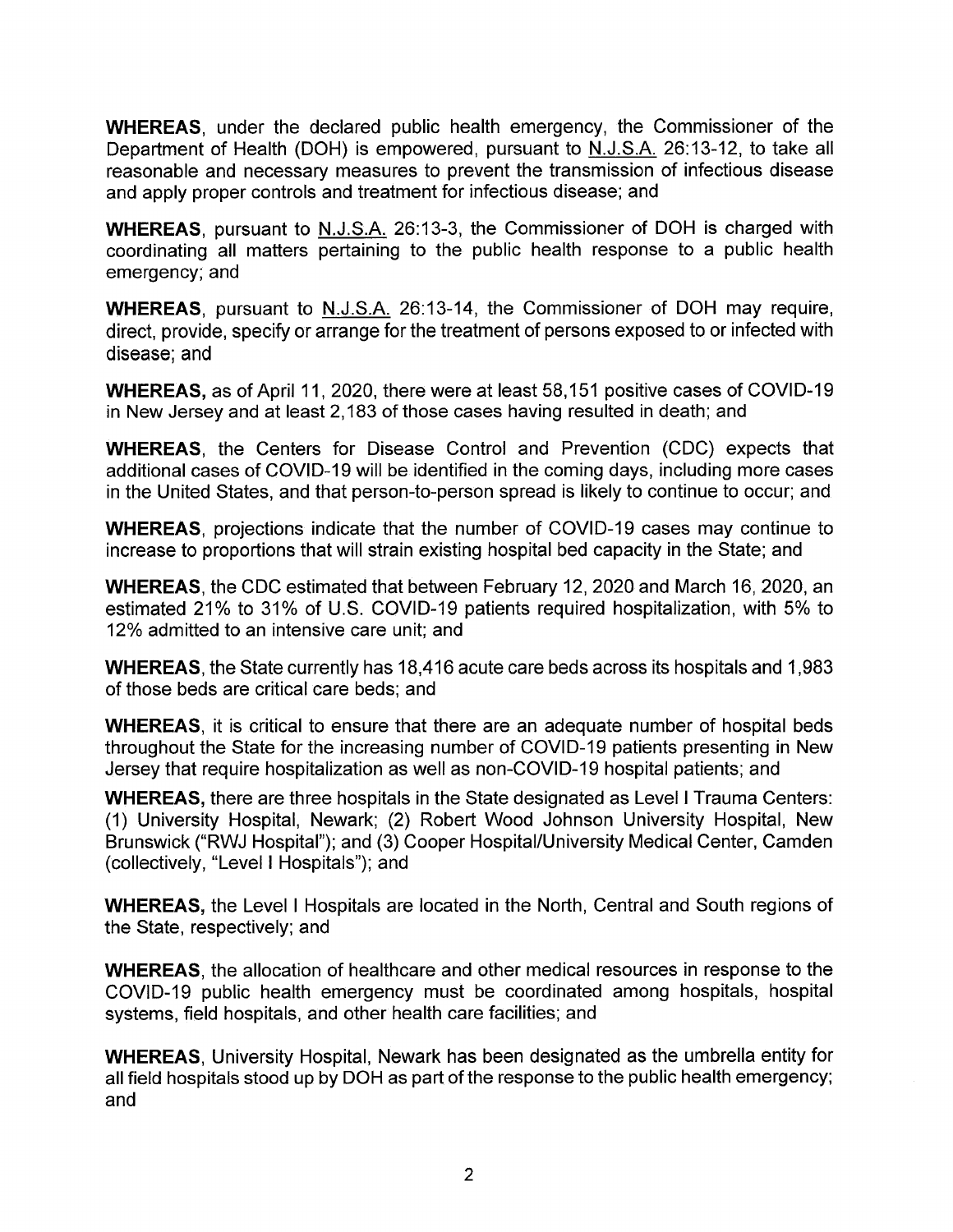**WHEREAS**, under the declared public health emergency, the Commissioner of the Department of Health (DOH) is empowered, pursuant to N.J.S.A. 26:13-12, to take all reasonable and necessary measures to prevent the transmission of infectious disease and apply proper controls and treatment for infectious disease; and

**WHEREAS**, pursuant to N.J.S.A. 26:13-3, the Commissioner of DOH is charged with coordinating all matters pertaining to the public health response to a public health emergency; and

**WHEREAS**, pursuant to N.J.S.A. 26:13-14, the Commissioner of DOH may require, direct, provide, specify or arrange for the treatment of persons exposed to or infected with disease; and

**WHEREAS,** as of April 11, 2020, there were at least 58,151 positive cases of COVID-19 in New Jersey and at least 2,183 of those cases having resulted in death; and

**WHEREAS**, the Centers for Disease Control and Prevention (CDC) expects that additional cases of COVID-19 will be identified in the coming days, including more cases in the United States, and that person-to-person spread is likely to continue to occur; and

**WHEREAS**, projections indicate that the number of COVID-19 cases may continue to increase to proportions that will strain existing hospital bed capacity in the State; and

**WHEREAS**, the CDC estimated that between February 12, 2020 and March 16, 2020, an estimated 21% to 31% of U.S. COVID-19 patients required hospitalization, with 5% to 12% admitted to an intensive care unit; and

**WHEREAS**, the State currently has 18,416 acute care beds across its hospitals and 1,983 of those beds are critical care beds; and

**WHEREAS**, it is critical to ensure that there are an adequate number of hospital beds throughout the State for the increasing number of COVID-19 patients presenting in New Jersey that require hospitalization as well as non-COVID-19 hospital patients; and

**WHEREAS,** there are three hospitals in the State designated as Level I Trauma Centers: (1) University Hospital, Newark; (2) Robert Wood Johnson University Hospital, New Brunswick ("RWJ Hospital"); and (3) Cooper Hospital/University Medical Center, Camden (collectively, "Level I Hospitals"); and

**WHEREAS,** the Level I Hospitals are located in the North, Central and South regions of the State, respectively; and

**WHEREAS**, the allocation of healthcare and other medical resources in response to the COVID-19 public health emergency must be coordinated among hospitals, hospital systems, field hospitals, and other health care facilities; and

**WHEREAS**, University Hospital, Newark has been designated as the umbrella entity for all field hospitals stood up by DOH as part of the response to the public health emergency; and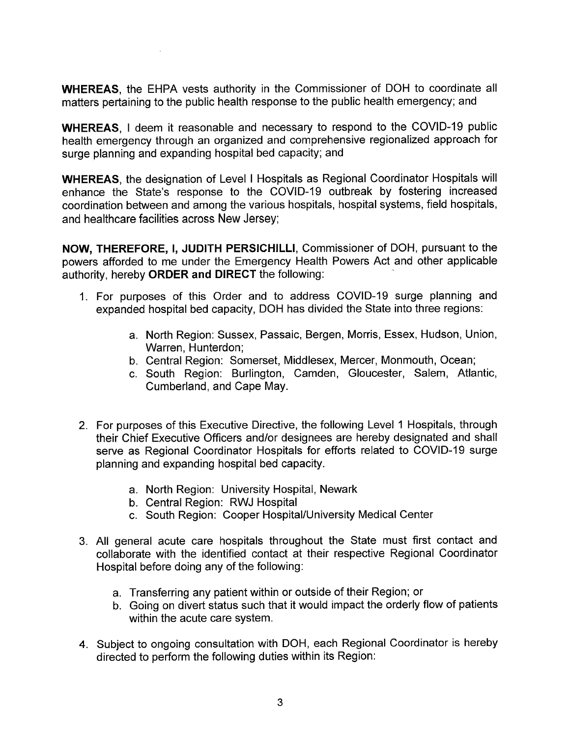**WHEREAS**, the EHPA vests authority in the Commissioner of DOH to coordinate all matters pertaining to the public health response to the public health emergency; and

**WHEREAS**, I deem it reasonable and necessary to respond to the COVID-19 public health emergency through an organized and comprehensive regionalized approach for surge planning and expanding hospital bed capacity; and

**WHEREAS**, the designation of Level I Hospitals as Regional Coordinator Hospitals will enhance the State's response to the COVID-19 outbreak by fostering increased coordination between and among the various hospitals, hospital systems, field hospitals, and healthcare facilities across New Jersey;

**NOW, THEREFORE, I, JUDITH PERSICHILLI**, Commissioner of DOH, pursuant to the powers afforded to me under the Emergency Health Powers Act and other applicable authority, hereby **ORDER and DIRECT** the following:

1. For purposes of this Order and to address COVID-19 surge planning and expanded hospital bed capacity, DOH has divided the State into three regions:

    a. North Region: Sussex, Passaic, Bergen, Morris, Essex, Hudson, Union, Warren, Hunterdon;
    b. Central Region: Somerset, Middlesex, Mercer, Monmouth, Ocean;
    c. South Region: Burlington, Camden, Gloucester, Salem, Atlantic, Cumberland, and Cape May.

2. For purposes of this Executive Directive, the following Level 1 Hospitals, through their Chief Executive Officers and/or designees are hereby designated and shall serve as Regional Coordinator Hospitals for efforts related to COVID-19 surge planning and expanding hospital bed capacity.

    a. North Region: University Hospital, Newark
    b. Central Region: RWJ Hospital
    c. South Region: Cooper Hospital/University Medical Center

3. All general acute care hospitals throughout the State must first contact and collaborate with the identified contact at their respective Regional Coordinator Hospital before doing any of the following:

    a. Transferring any patient within or outside of their Region; or
    b. Going on divert status such that it would impact the orderly flow of patients within the acute care system.

4. Subject to ongoing consultation with DOH, each Regional Coordinator is hereby directed to perform the following duties within its Region: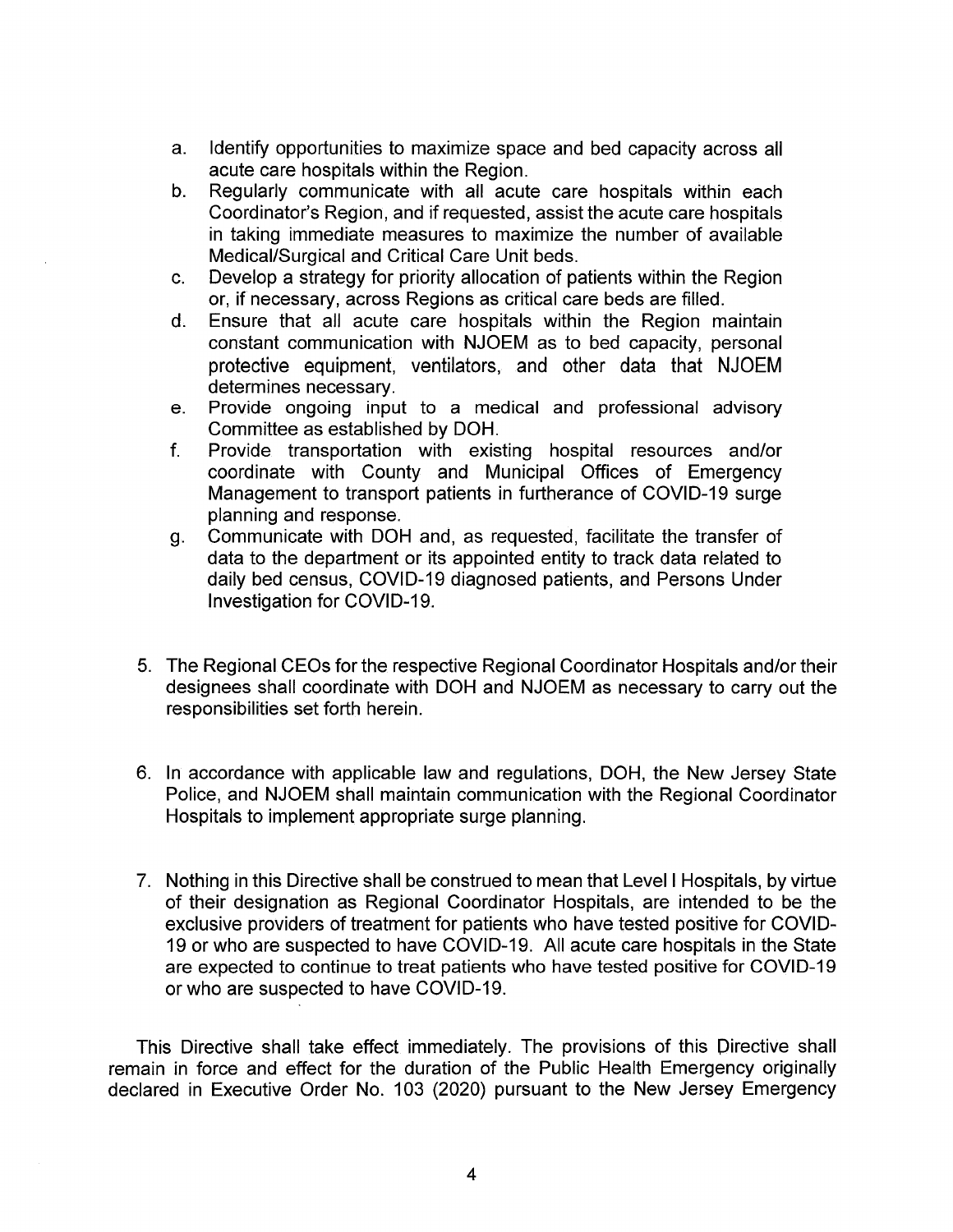a. Identify opportunities to maximize space and bed capacity across all acute care hospitals within the Region.
b. Regularly communicate with all acute care hospitals within each Coordinator's Region, and if requested, assist the acute care hospitals in taking immediate measures to maximize the number of available Medical/Surgical and Critical Care Unit beds.
c. Develop a strategy for priority allocation of patients within the Region or, if necessary, across Regions as critical care beds are filled.
d. Ensure that all acute care hospitals within the Region maintain constant communication with NJOEM as to bed capacity, personal protective equipment, ventilators, and other data that NJOEM determines necessary.
e. Provide ongoing input to a medical and professional advisory Committee as established by DOH.
f. Provide transportation with existing hospital resources and/or coordinate with County and Municipal Offices of Emergency Management to transport patients in furtherance of COVID-19 surge planning and response.
g. Communicate with DOH and, as requested, facilitate the transfer of data to the department or its appointed entity to track data related to daily bed census, COVID-19 diagnosed patients, and Persons Under Investigation for COVID-19.

5. The Regional CEOs for the respective Regional Coordinator Hospitals and/or their designees shall coordinate with DOH and NJOEM as necessary to carry out the responsibilities set forth herein.

6. In accordance with applicable law and regulations, DOH, the New Jersey State Police, and NJOEM shall maintain communication with the Regional Coordinator Hospitals to implement appropriate surge planning.

7. Nothing in this Directive shall be construed to mean that Level I Hospitals, by virtue of their designation as Regional Coordinator Hospitals, are intended to be the exclusive providers of treatment for patients who have tested positive for COVID-19 or who are suspected to have COVID-19. All acute care hospitals in the State are expected to continue to treat patients who have tested positive for COVID-19 or who are suspected to have COVID-19.

This Directive shall take effect immediately. The provisions of this Directive shall remain in force and effect for the duration of the Public Health Emergency originally declared in Executive Order No. 103 (2020) pursuant to the New Jersey Emergency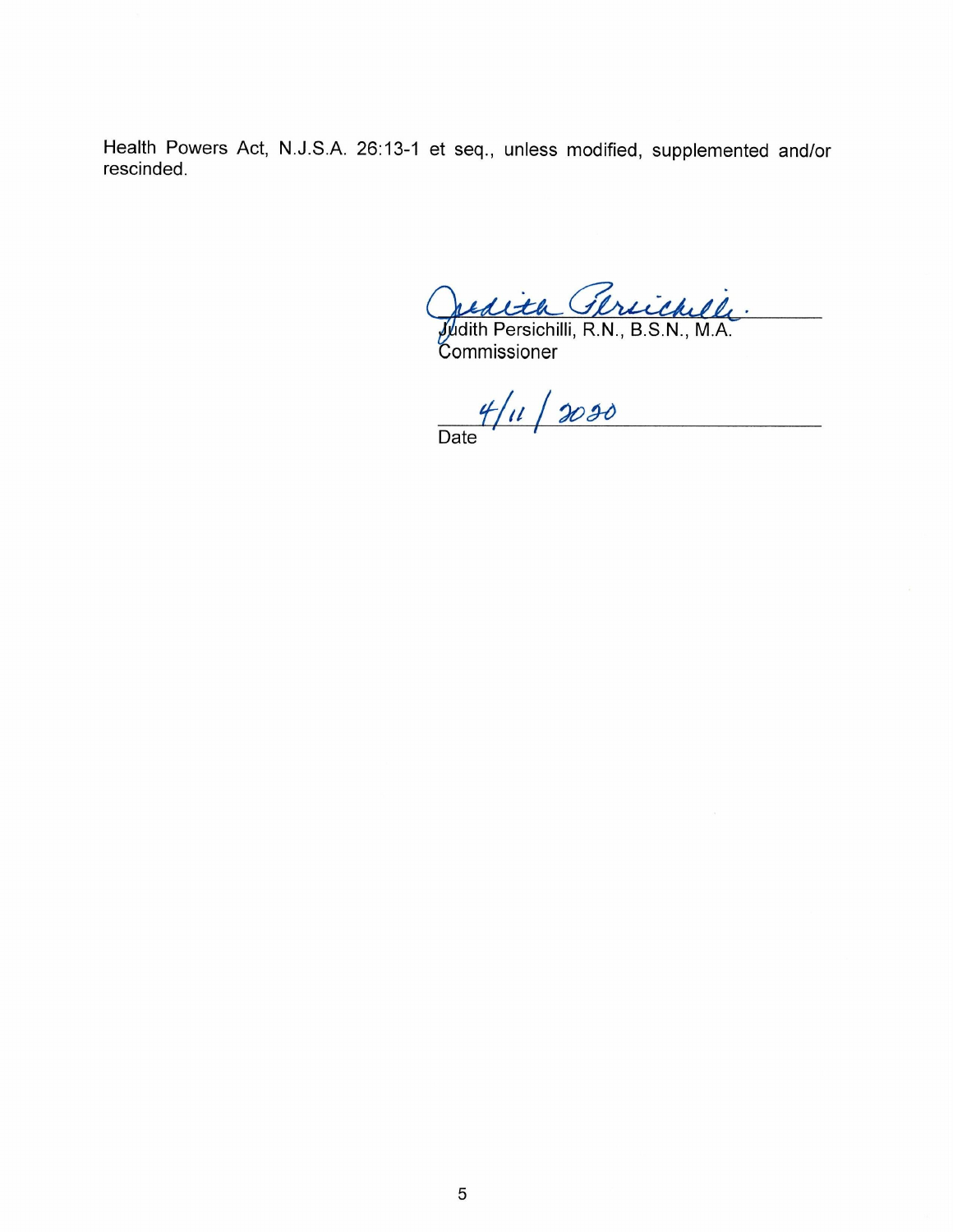Health Powers Act, N.J.S.A. 26:13-1 et seq., unless modified, supplemented and/or rescinded.

Judith Persichilli, R.N., B.S.N., M.A.
Commissioner

4/11/2020
Date